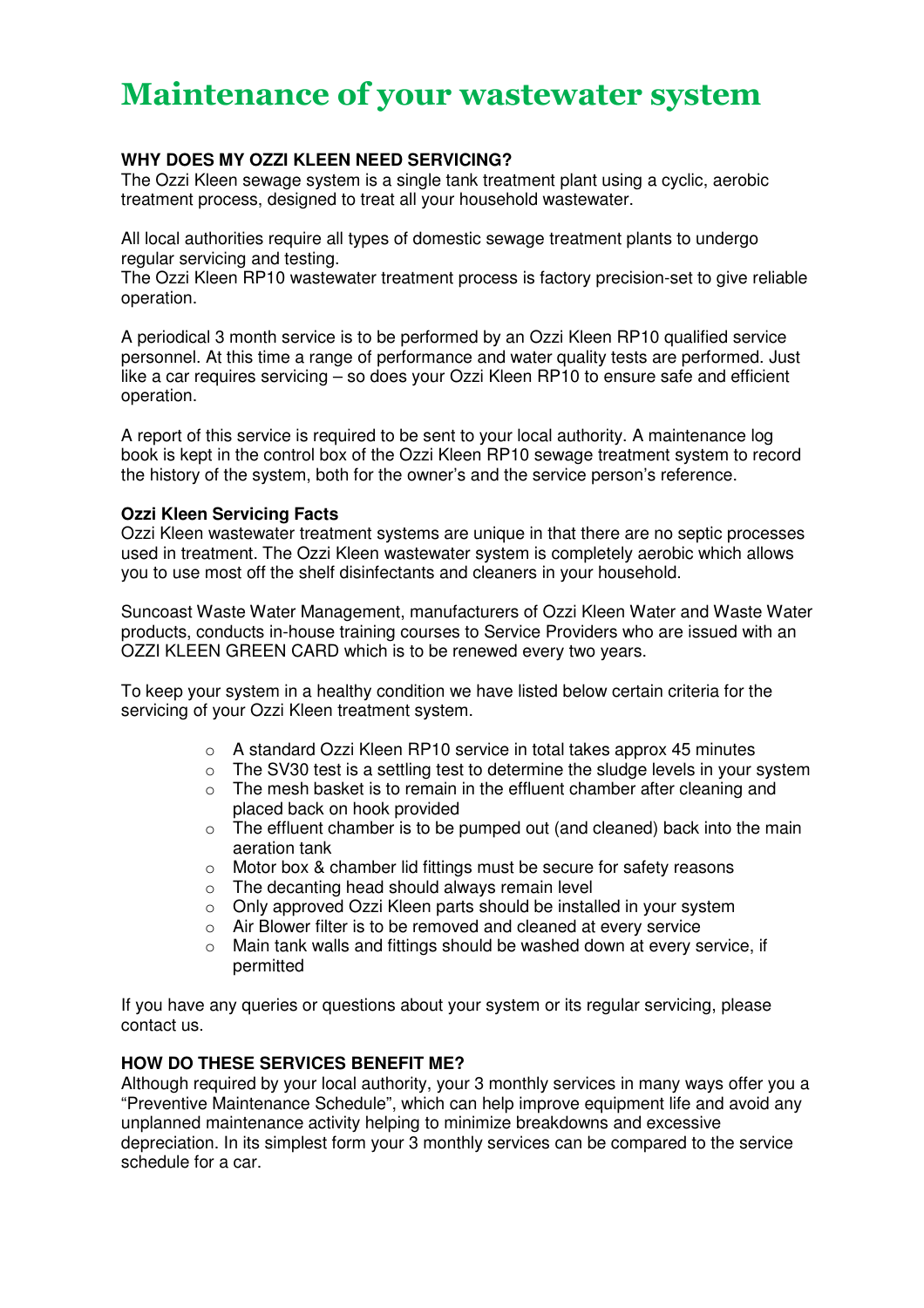# Maintenance of your wastewater system

**WHY DOES MY OZZI KLEEN NEED SERVICING?**

The Ozzi Kleen sewage system is a single tank treatment plant using a cyclic, aerobic treatment process, designed to treat all your household wastewater.

All local authorities require all types of domestic sewage treatment plants to undergo regular servicing and testing.
The Ozzi Kleen RP10 wastewater treatment process is factory precision-set to give reliable operation.

A periodical 3 month service is to be performed by an Ozzi Kleen RP10 qualified service personnel. At this time a range of performance and water quality tests are performed. Just like a car requires servicing – so does your Ozzi Kleen RP10 to ensure safe and efficient operation.

A report of this service is required to be sent to your local authority. A maintenance log book is kept in the control box of the Ozzi Kleen RP10 sewage treatment system to record the history of the system, both for the owner's and the service person's reference.

**Ozzi Kleen Servicing Facts**

Ozzi Kleen wastewater treatment systems are unique in that there are no septic processes used in treatment. The Ozzi Kleen wastewater system is completely aerobic which allows you to use most off the shelf disinfectants and cleaners in your household.

Suncoast Waste Water Management, manufacturers of Ozzi Kleen Water and Waste Water products, conducts in-house training courses to Service Providers who are issued with an OZZI KLEEN GREEN CARD which is to be renewed every two years.

To keep your system in a healthy condition we have listed below certain criteria for the servicing of your Ozzi Kleen treatment system.

- A standard Ozzi Kleen RP10 service in total takes approx 45 minutes
- The SV30 test is a settling test to determine the sludge levels in your system
- The mesh basket is to remain in the effluent chamber after cleaning and placed back on hook provided
- The effluent chamber is to be pumped out (and cleaned) back into the main aeration tank
- Motor box & chamber lid fittings must be secure for safety reasons
- The decanting head should always remain level
- Only approved Ozzi Kleen parts should be installed in your system
- Air Blower filter is to be removed and cleaned at every service
- Main tank walls and fittings should be washed down at every service, if permitted

If you have any queries or questions about your system or its regular servicing, please contact us.

**HOW DO THESE SERVICES BENEFIT ME?**

Although required by your local authority, your 3 monthly services in many ways offer you a "Preventive Maintenance Schedule", which can help improve equipment life and avoid any unplanned maintenance activity helping to minimize breakdowns and excessive depreciation. In its simplest form your 3 monthly services can be compared to the service schedule for a car.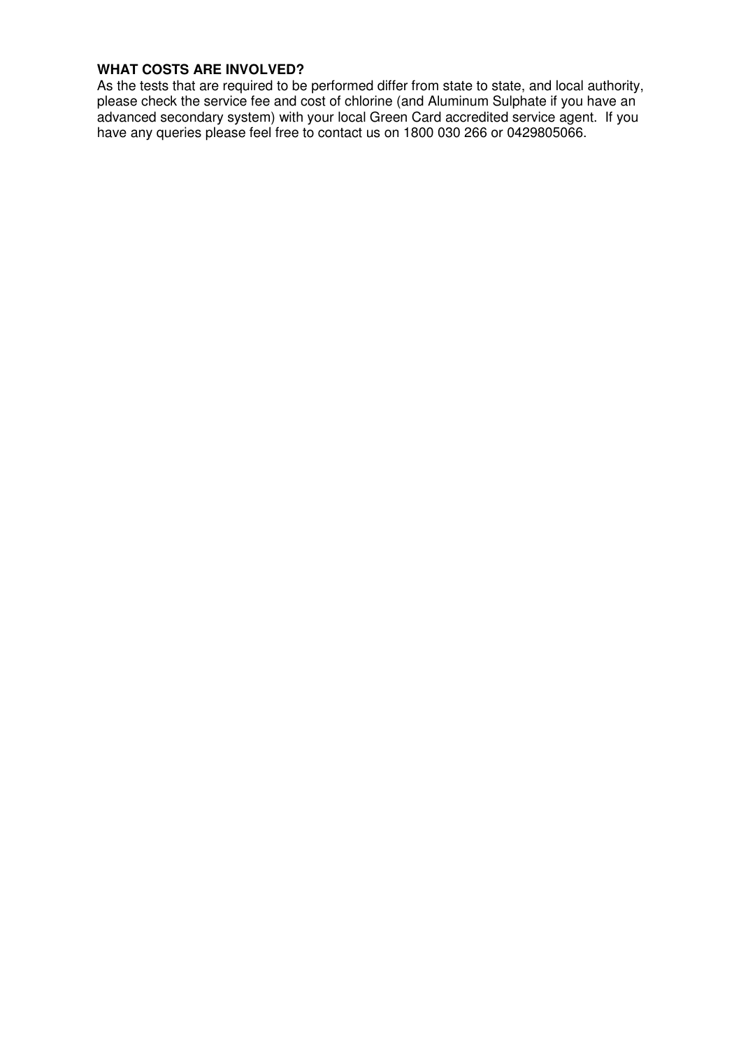**WHAT COSTS ARE INVOLVED?**

As the tests that are required to be performed differ from state to state, and local authority, please check the service fee and cost of chlorine (and Aluminum Sulphate if you have an advanced secondary system) with your local Green Card accredited service agent. If you have any queries please feel free to contact us on 1800 030 266 or 0429805066.